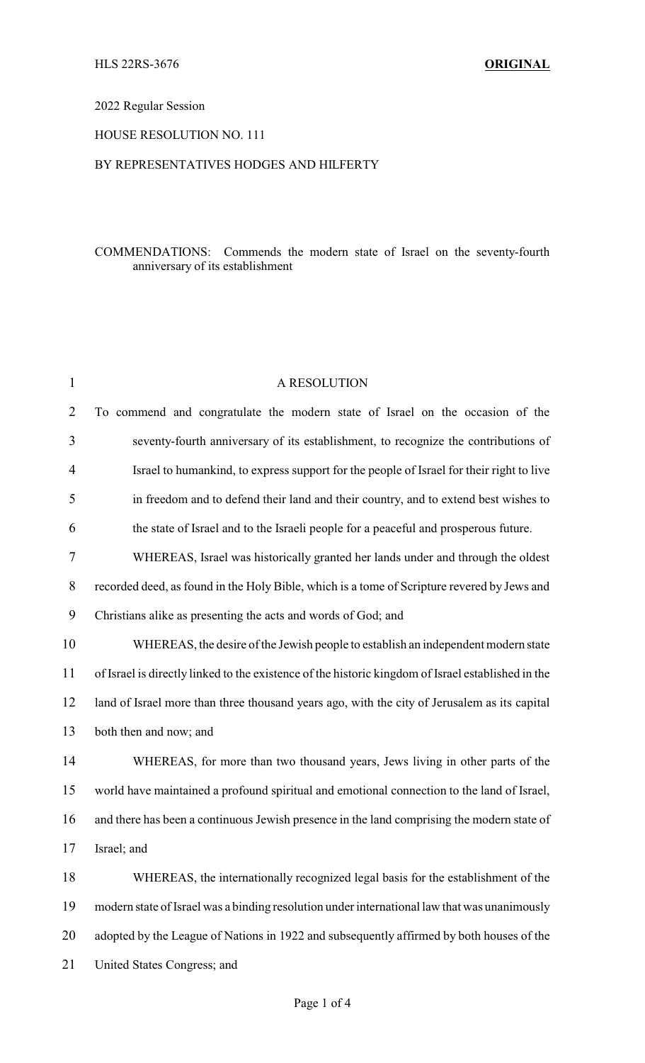HLS 22RS-3676 **ORIGINAL**

2022 Regular Session

HOUSE RESOLUTION NO. 111

BY REPRESENTATIVES HODGES AND HILFERTY

COMMENDATIONS: Commends the modern state of Israel on the seventy-fourth anniversary of its establishment

A RESOLUTION

To commend and congratulate the modern state of Israel on the occasion of the seventy-fourth anniversary of its establishment, to recognize the contributions of Israel to humankind, to express support for the people of Israel for their right to live in freedom and to defend their land and their country, and to extend best wishes to the state of Israel and to the Israeli people for a peaceful and prosperous future.

WHEREAS, Israel was historically granted her lands under and through the oldest recorded deed, as found in the Holy Bible, which is a tome of Scripture revered by Jews and Christians alike as presenting the acts and words of God; and

WHEREAS, the desire of the Jewish people to establish an independent modern state of Israel is directly linked to the existence of the historic kingdom of Israel established in the land of Israel more than three thousand years ago, with the city of Jerusalem as its capital both then and now; and

WHEREAS, for more than two thousand years, Jews living in other parts of the world have maintained a profound spiritual and emotional connection to the land of Israel, and there has been a continuous Jewish presence in the land comprising the modern state of Israel; and

WHEREAS, the internationally recognized legal basis for the establishment of the modern state of Israel was a binding resolution under international law that was unanimously adopted by the League of Nations in 1922 and subsequently affirmed by both houses of the United States Congress; and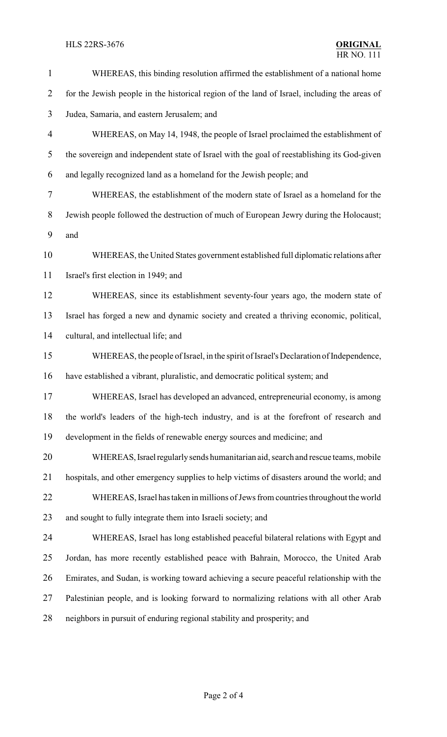WHEREAS, this binding resolution affirmed the establishment of a national home for the Jewish people in the historical region of the land of Israel, including the areas of Judea, Samaria, and eastern Jerusalem; and

WHEREAS, on May 14, 1948, the people of Israel proclaimed the establishment of the sovereign and independent state of Israel with the goal of reestablishing its God-given and legally recognized land as a homeland for the Jewish people; and

WHEREAS, the establishment of the modern state of Israel as a homeland for the Jewish people followed the destruction of much of European Jewry during the Holocaust; and

WHEREAS, the United States government established full diplomatic relations after Israel's first election in 1949; and

WHEREAS, since its establishment seventy-four years ago, the modern state of Israel has forged a new and dynamic society and created a thriving economic, political, cultural, and intellectual life; and

WHEREAS, the people of Israel, in the spirit of Israel's Declaration of Independence, have established a vibrant, pluralistic, and democratic political system; and

WHEREAS, Israel has developed an advanced, entrepreneurial economy, is among the world's leaders of the high-tech industry, and is at the forefront of research and development in the fields of renewable energy sources and medicine; and

WHEREAS, Israel regularly sends humanitarian aid, search and rescue teams, mobile hospitals, and other emergency supplies to help victims of disasters around the world; and

WHEREAS, Israel has taken in millions of Jews from countries throughout the world and sought to fully integrate them into Israeli society; and

WHEREAS, Israel has long established peaceful bilateral relations with Egypt and Jordan, has more recently established peace with Bahrain, Morocco, the United Arab Emirates, and Sudan, is working toward achieving a secure peaceful relationship with the Palestinian people, and is looking forward to normalizing relations with all other Arab neighbors in pursuit of enduring regional stability and prosperity; and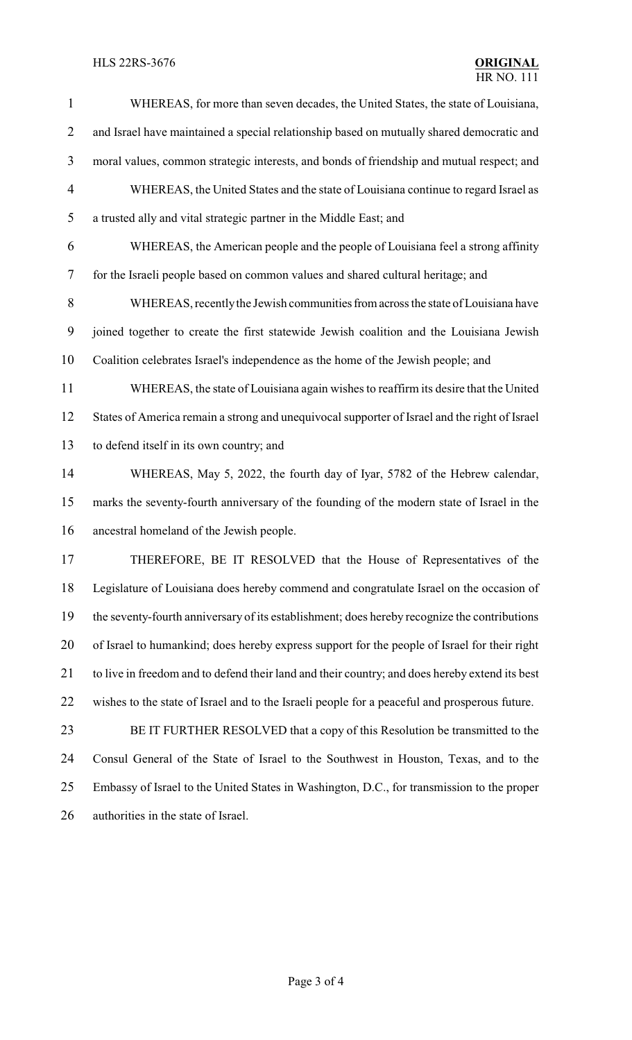WHEREAS, for more than seven decades, the United States, the state of Louisiana, and Israel have maintained a special relationship based on mutually shared democratic and moral values, common strategic interests, and bonds of friendship and mutual respect; and

WHEREAS, the United States and the state of Louisiana continue to regard Israel as a trusted ally and vital strategic partner in the Middle East; and

WHEREAS, the American people and the people of Louisiana feel a strong affinity for the Israeli people based on common values and shared cultural heritage; and

WHEREAS, recently the Jewish communities from across the state of Louisiana have joined together to create the first statewide Jewish coalition and the Louisiana Jewish Coalition celebrates Israel's independence as the home of the Jewish people; and

WHEREAS, the state of Louisiana again wishes to reaffirm its desire that the United States of America remain a strong and unequivocal supporter of Israel and the right of Israel to defend itself in its own country; and

WHEREAS, May 5, 2022, the fourth day of Iyar, 5782 of the Hebrew calendar, marks the seventy-fourth anniversary of the founding of the modern state of Israel in the ancestral homeland of the Jewish people.

THEREFORE, BE IT RESOLVED that the House of Representatives of the Legislature of Louisiana does hereby commend and congratulate Israel on the occasion of the seventy-fourth anniversary of its establishment; does hereby recognize the contributions of Israel to humankind; does hereby express support for the people of Israel for their right to live in freedom and to defend their land and their country; and does hereby extend its best wishes to the state of Israel and to the Israeli people for a peaceful and prosperous future.

BE IT FURTHER RESOLVED that a copy of this Resolution be transmitted to the Consul General of the State of Israel to the Southwest in Houston, Texas, and to the Embassy of Israel to the United States in Washington, D.C., for transmission to the proper authorities in the state of Israel.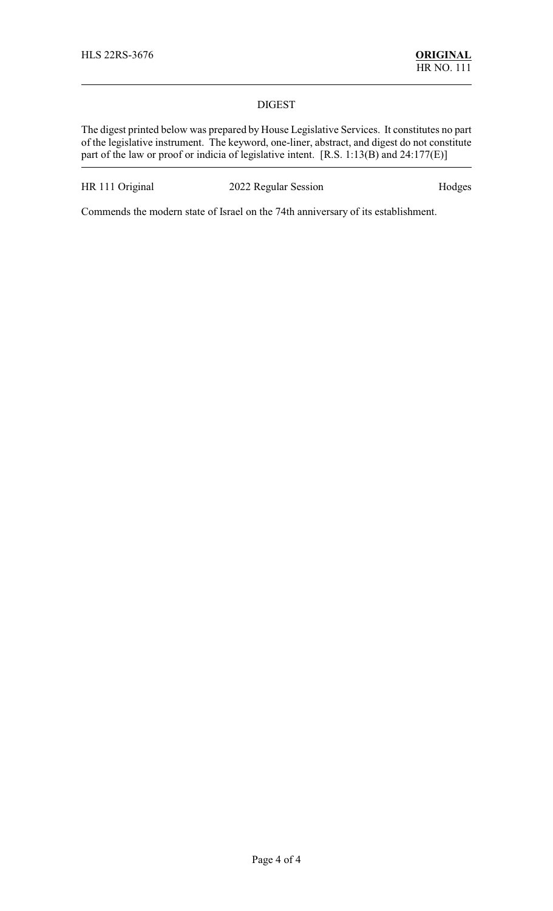HLS 22RS-3676 **ORIGINAL**
HR NO. 111

## DIGEST

The digest printed below was prepared by House Legislative Services. It constitutes no part of the legislative instrument. The keyword, one-liner, abstract, and digest do not constitute part of the law or proof or indicia of legislative intent. [R.S. 1:13(B) and 24:177(E)]

HR 111 Original | 2022 Regular Session | Hodges

Commends the modern state of Israel on the 74th anniversary of its establishment.